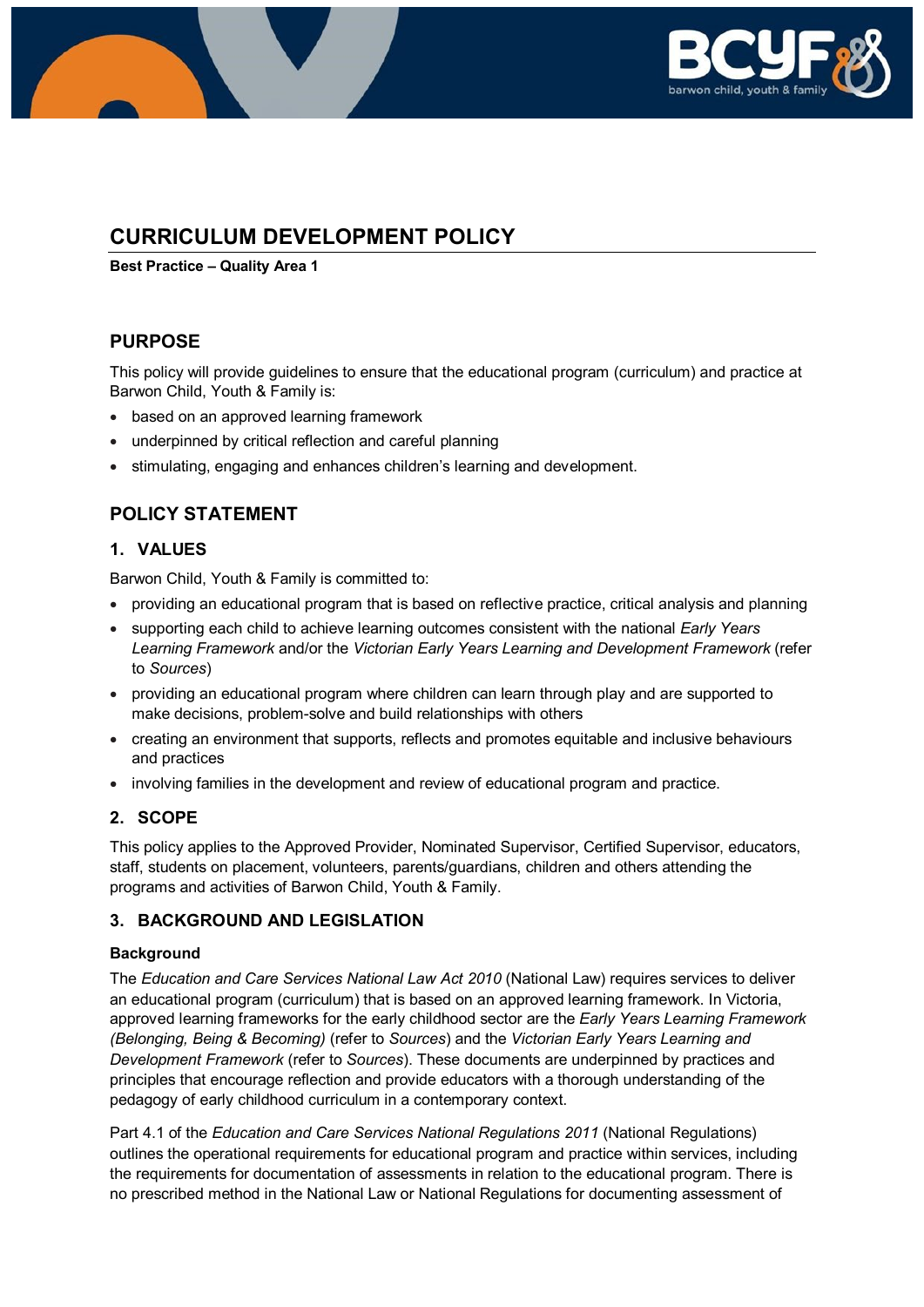# CURRICULUM DEVELOPMENT POLICY

**Best Practice – Quality Area 1**

## PURPOSE

This policy will provide guidelines to ensure that the educational program (curriculum) and practice at Barwon Child, Youth & Family is:

- based on an approved learning framework
- underpinned by critical reflection and careful planning
- stimulating, engaging and enhances children's learning and development.

## POLICY STATEMENT

### 1. VALUES

Barwon Child, Youth & Family is committed to:

- providing an educational program that is based on reflective practice, critical analysis and planning
- supporting each child to achieve learning outcomes consistent with the national *Early Years Learning Framework* and/or the *Victorian Early Years Learning and Development Framework* (refer to *Sources*)
- providing an educational program where children can learn through play and are supported to make decisions, problem-solve and build relationships with others
- creating an environment that supports, reflects and promotes equitable and inclusive behaviours and practices
- involving families in the development and review of educational program and practice.

### 2. SCOPE

This policy applies to the Approved Provider, Nominated Supervisor, Certified Supervisor, educators, staff, students on placement, volunteers, parents/guardians, children and others attending the programs and activities of Barwon Child, Youth & Family.

### 3. BACKGROUND AND LEGISLATION

**Background**

The *Education and Care Services National Law Act 2010* (National Law) requires services to deliver an educational program (curriculum) that is based on an approved learning framework. In Victoria, approved learning frameworks for the early childhood sector are the *Early Years Learning Framework (Belonging, Being & Becoming)* (refer to *Sources*) and the *Victorian Early Years Learning and Development Framework* (refer to *Sources*). These documents are underpinned by practices and principles that encourage reflection and provide educators with a thorough understanding of the pedagogy of early childhood curriculum in a contemporary context.

Part 4.1 of the *Education and Care Services National Regulations 2011* (National Regulations) outlines the operational requirements for educational program and practice within services, including the requirements for documentation of assessments in relation to the educational program. There is no prescribed method in the National Law or National Regulations for documenting assessment of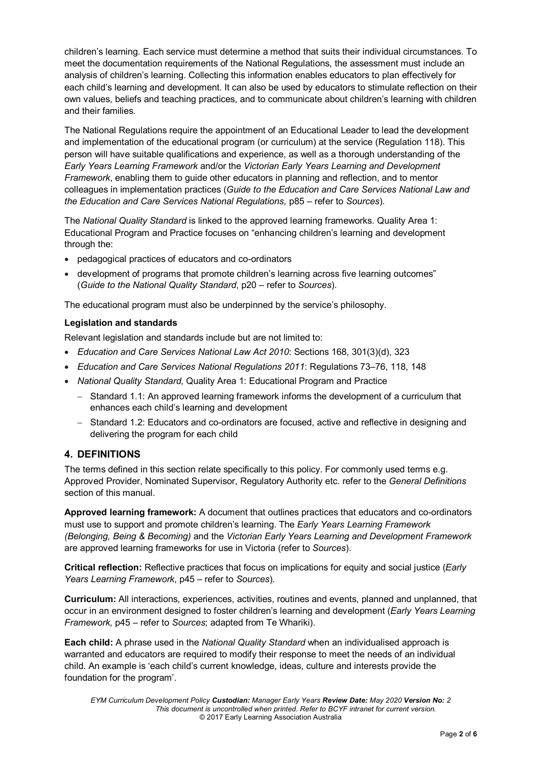children's learning. Each service must determine a method that suits their individual circumstances. To meet the documentation requirements of the National Regulations, the assessment must include an analysis of children's learning. Collecting this information enables educators to plan effectively for each child's learning and development. It can also be used by educators to stimulate reflection on their own values, beliefs and teaching practices, and to communicate about children's learning with children and their families.

The National Regulations require the appointment of an Educational Leader to lead the development and implementation of the educational program (or curriculum) at the service (Regulation 118). This person will have suitable qualifications and experience, as well as a thorough understanding of the *Early Years Learning Framework* and/or the *Victorian Early Years Learning and Development Framework*, enabling them to guide other educators in planning and reflection, and to mentor colleagues in implementation practices (*Guide to the Education and Care Services National Law and the Education and Care Services National Regulations*, p85 – refer to *Sources*).

The *National Quality Standard* is linked to the approved learning frameworks. Quality Area 1: Educational Program and Practice focuses on "enhancing children's learning and development through the:

- pedagogical practices of educators and co-ordinators
- development of programs that promote children's learning across five learning outcomes" (*Guide to the National Quality Standard*, p20 – refer to *Sources*).

The educational program must also be underpinned by the service's philosophy.

**Legislation and standards**

Relevant legislation and standards include but are not limited to:

- *Education and Care Services National Law Act 2010*: Sections 168, 301(3)(d), 323
- *Education and Care Services National Regulations 2011*: Regulations 73–76, 118, 148
- *National Quality Standard,* Quality Area 1: Educational Program and Practice
  - Standard 1.1: An approved learning framework informs the development of a curriculum that enhances each child's learning and development
  - Standard 1.2: Educators and co-ordinators are focused, active and reflective in designing and delivering the program for each child

## 4. DEFINITIONS

The terms defined in this section relate specifically to this policy. For commonly used terms e.g. Approved Provider, Nominated Supervisor, Regulatory Authority etc. refer to the *General Definitions* section of this manual.

**Approved learning framework:** A document that outlines practices that educators and co-ordinators must use to support and promote children's learning. The *Early Years Learning Framework (Belonging, Being & Becoming)* and the *Victorian Early Years Learning and Development Framework* are approved learning frameworks for use in Victoria (refer to *Sources*).

**Critical reflection:** Reflective practices that focus on implications for equity and social justice (*Early Years Learning Framework*, p45 – refer to *Sources*).

**Curriculum:** All interactions, experiences, activities, routines and events, planned and unplanned, that occur in an environment designed to foster children's learning and development (*Early Years Learning Framework,* p45 – refer to *Sources*; adapted from Te Whariki).

**Each child:** A phrase used in the *National Quality Standard* when an individualised approach is warranted and educators are required to modify their response to meet the needs of an individual child. An example is 'each child's current knowledge, ideas, culture and interests provide the foundation for the program'.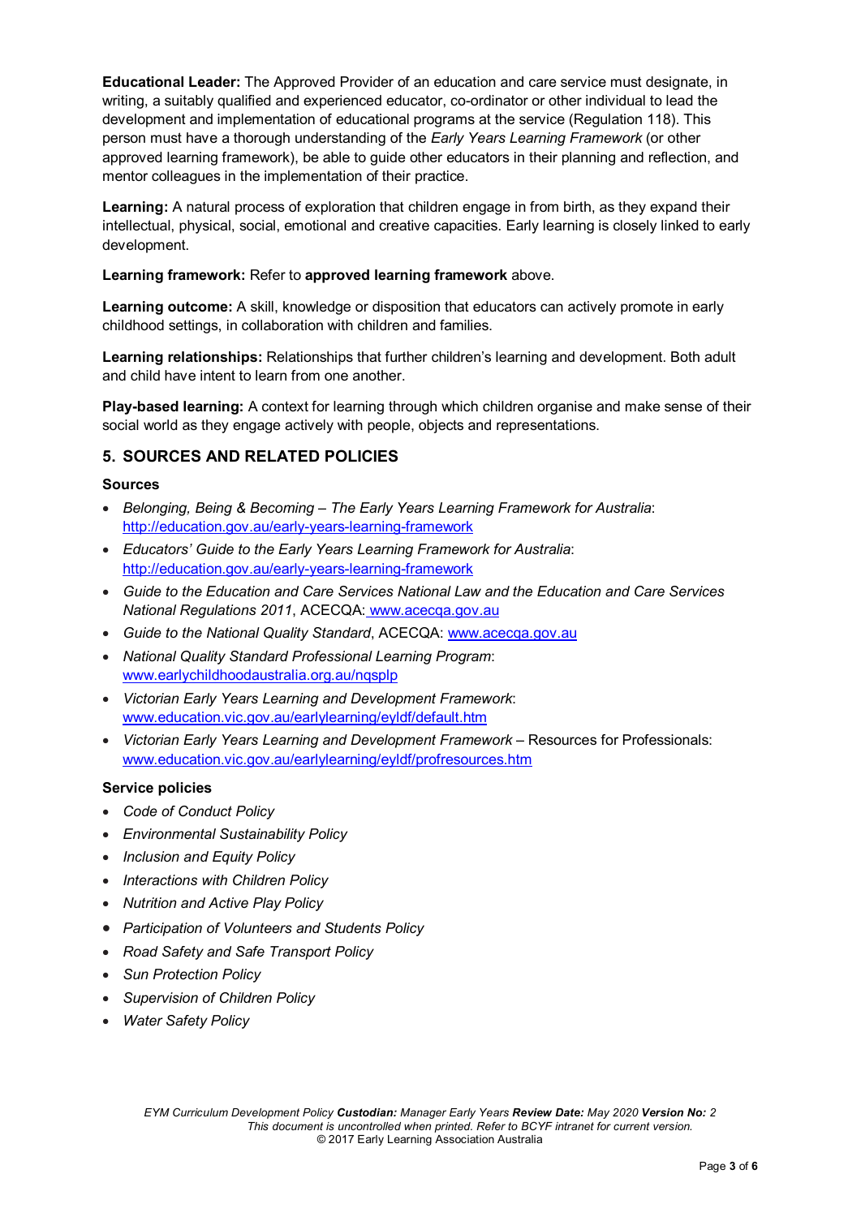**Educational Leader:** The Approved Provider of an education and care service must designate, in writing, a suitably qualified and experienced educator, co-ordinator or other individual to lead the development and implementation of educational programs at the service (Regulation 118). This person must have a thorough understanding of the *Early Years Learning Framework* (or other approved learning framework), be able to guide other educators in their planning and reflection, and mentor colleagues in the implementation of their practice.

**Learning:** A natural process of exploration that children engage in from birth, as they expand their intellectual, physical, social, emotional and creative capacities. Early learning is closely linked to early development.

**Learning framework:** Refer to **approved learning framework** above.

**Learning outcome:** A skill, knowledge or disposition that educators can actively promote in early childhood settings, in collaboration with children and families.

**Learning relationships:** Relationships that further children's learning and development. Both adult and child have intent to learn from one another.

**Play-based learning:** A context for learning through which children organise and make sense of their social world as they engage actively with people, objects and representations.

## 5. SOURCES AND RELATED POLICIES

### Sources

- *Belonging, Being & Becoming – The Early Years Learning Framework for Australia*: http://education.gov.au/early-years-learning-framework
- *Educators' Guide to the Early Years Learning Framework for Australia*: http://education.gov.au/early-years-learning-framework
- *Guide to the Education and Care Services National Law and the Education and Care Services National Regulations 2011*, ACECQA: www.acecqa.gov.au
- *Guide to the National Quality Standard*, ACECQA: www.acecqa.gov.au
- *National Quality Standard Professional Learning Program*: www.earlychildhoodaustralia.org.au/nqsplp
- *Victorian Early Years Learning and Development Framework*: www.education.vic.gov.au/earlylearning/eyldf/default.htm
- *Victorian Early Years Learning and Development Framework* – Resources for Professionals: www.education.vic.gov.au/earlylearning/eyldf/profresources.htm

### Service policies

- *Code of Conduct Policy*
- *Environmental Sustainability Policy*
- *Inclusion and Equity Policy*
- *Interactions with Children Policy*
- *Nutrition and Active Play Policy*
- *Participation of Volunteers and Students Policy*
- *Road Safety and Safe Transport Policy*
- *Sun Protection Policy*
- *Supervision of Children Policy*
- *Water Safety Policy*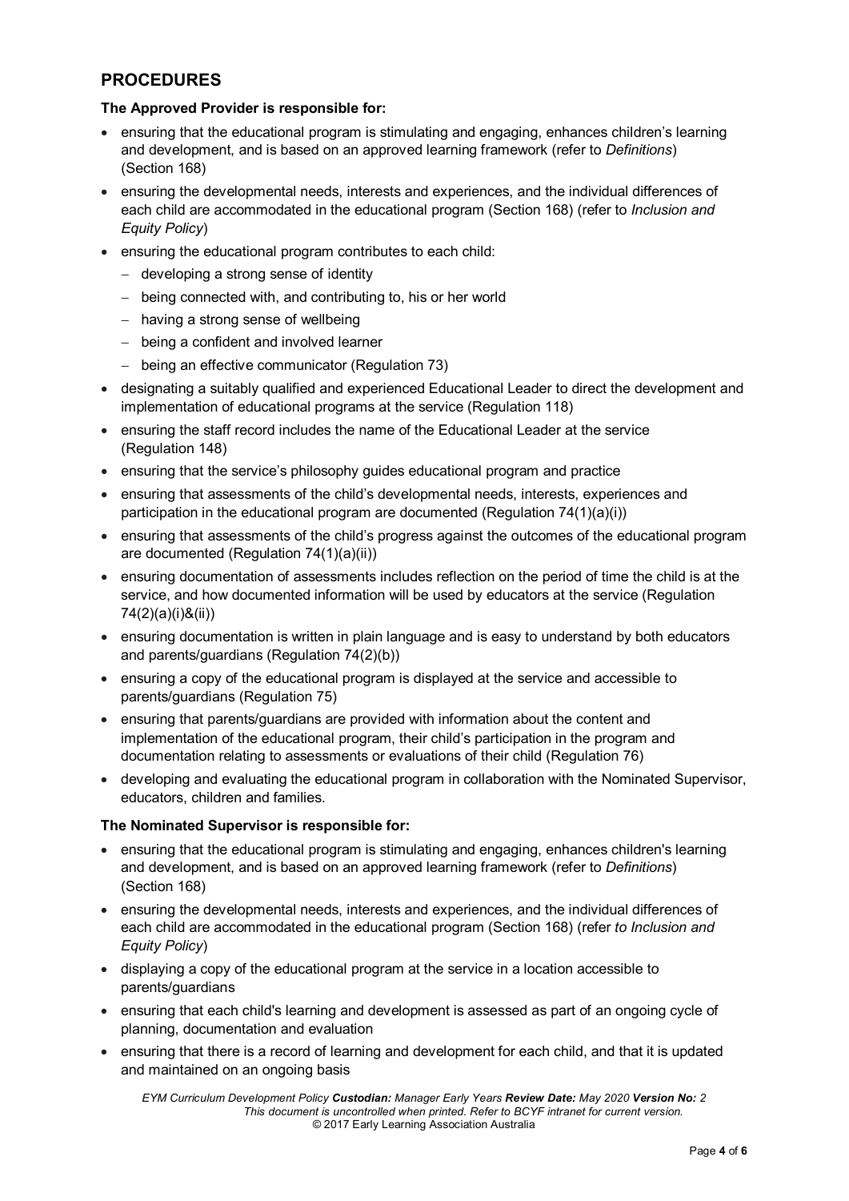## PROCEDURES

**The Approved Provider is responsible for:**

- ensuring that the educational program is stimulating and engaging, enhances children's learning and development, and is based on an approved learning framework (refer to *Definitions*) (Section 168)
- ensuring the developmental needs, interests and experiences, and the individual differences of each child are accommodated in the educational program (Section 168) (refer to *Inclusion and Equity Policy*)
- ensuring the educational program contributes to each child:
  - developing a strong sense of identity
  - being connected with, and contributing to, his or her world
  - having a strong sense of wellbeing
  - being a confident and involved learner
  - being an effective communicator (Regulation 73)
- designating a suitably qualified and experienced Educational Leader to direct the development and implementation of educational programs at the service (Regulation 118)
- ensuring the staff record includes the name of the Educational Leader at the service (Regulation 148)
- ensuring that the service's philosophy guides educational program and practice
- ensuring that assessments of the child's developmental needs, interests, experiences and participation in the educational program are documented (Regulation 74(1)(a)(i))
- ensuring that assessments of the child's progress against the outcomes of the educational program are documented (Regulation 74(1)(a)(ii))
- ensuring documentation of assessments includes reflection on the period of time the child is at the service, and how documented information will be used by educators at the service (Regulation 74(2)(a)(i)&(ii))
- ensuring documentation is written in plain language and is easy to understand by both educators and parents/guardians (Regulation 74(2)(b))
- ensuring a copy of the educational program is displayed at the service and accessible to parents/guardians (Regulation 75)
- ensuring that parents/guardians are provided with information about the content and implementation of the educational program, their child's participation in the program and documentation relating to assessments or evaluations of their child (Regulation 76)
- developing and evaluating the educational program in collaboration with the Nominated Supervisor, educators, children and families.

**The Nominated Supervisor is responsible for:**

- ensuring that the educational program is stimulating and engaging, enhances children's learning and development, and is based on an approved learning framework (refer to *Definitions*) (Section 168)
- ensuring the developmental needs, interests and experiences, and the individual differences of each child are accommodated in the educational program (Section 168) (refer *to Inclusion and Equity Policy*)
- displaying a copy of the educational program at the service in a location accessible to parents/guardians
- ensuring that each child's learning and development is assessed as part of an ongoing cycle of planning, documentation and evaluation
- ensuring that there is a record of learning and development for each child, and that it is updated and maintained on an ongoing basis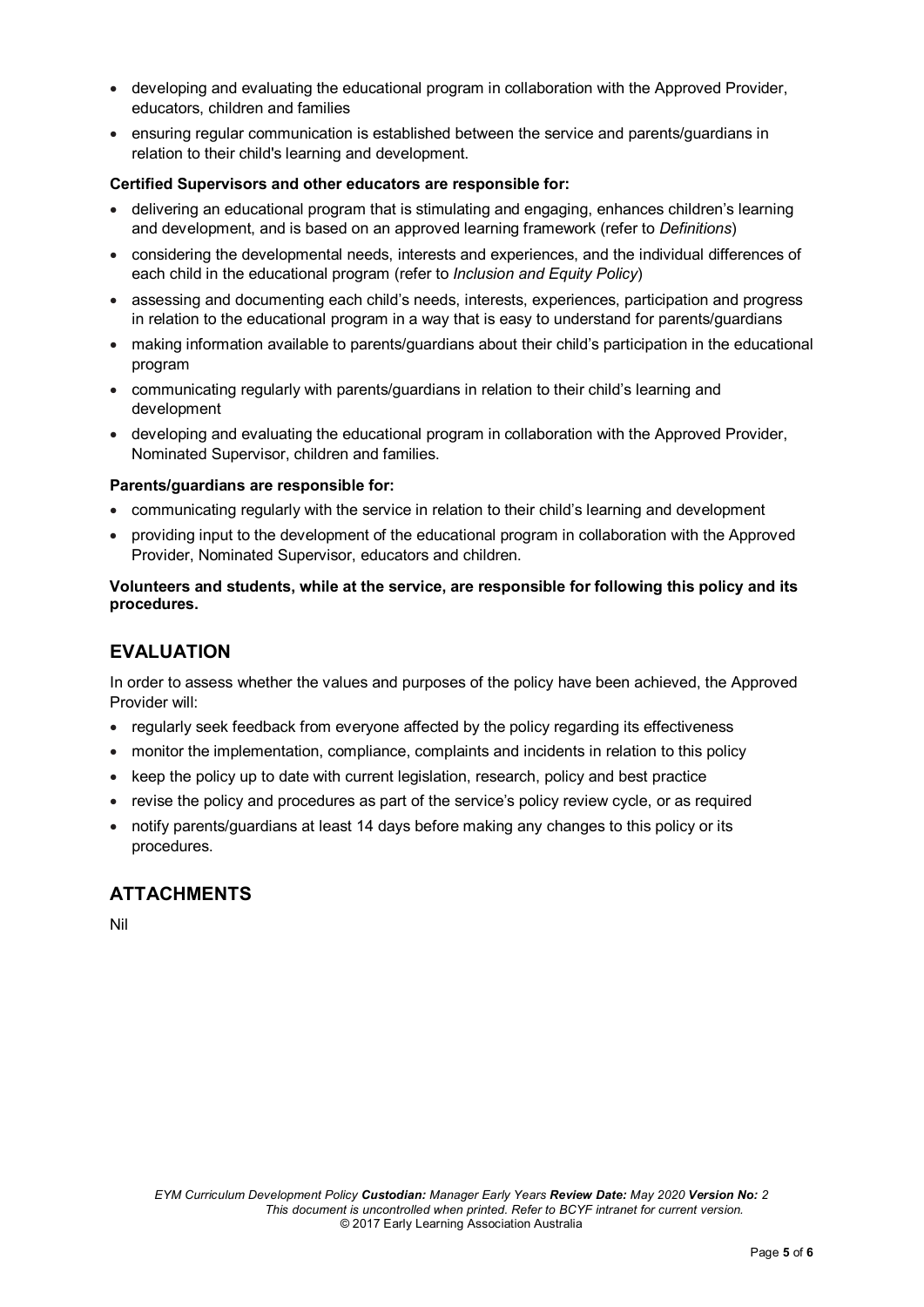- developing and evaluating the educational program in collaboration with the Approved Provider, educators, children and families
- ensuring regular communication is established between the service and parents/guardians in relation to their child's learning and development.

**Certified Supervisors and other educators are responsible for:**

- delivering an educational program that is stimulating and engaging, enhances children's learning and development, and is based on an approved learning framework (refer to *Definitions*)
- considering the developmental needs, interests and experiences, and the individual differences of each child in the educational program (refer to *Inclusion and Equity Policy*)
- assessing and documenting each child's needs, interests, experiences, participation and progress in relation to the educational program in a way that is easy to understand for parents/guardians
- making information available to parents/guardians about their child's participation in the educational program
- communicating regularly with parents/guardians in relation to their child's learning and development
- developing and evaluating the educational program in collaboration with the Approved Provider, Nominated Supervisor, children and families.

**Parents/guardians are responsible for:**

- communicating regularly with the service in relation to their child's learning and development
- providing input to the development of the educational program in collaboration with the Approved Provider, Nominated Supervisor, educators and children.

**Volunteers and students, while at the service, are responsible for following this policy and its procedures.**

## EVALUATION

In order to assess whether the values and purposes of the policy have been achieved, the Approved Provider will:

- regularly seek feedback from everyone affected by the policy regarding its effectiveness
- monitor the implementation, compliance, complaints and incidents in relation to this policy
- keep the policy up to date with current legislation, research, policy and best practice
- revise the policy and procedures as part of the service's policy review cycle, or as required
- notify parents/guardians at least 14 days before making any changes to this policy or its procedures.

## ATTACHMENTS

Nil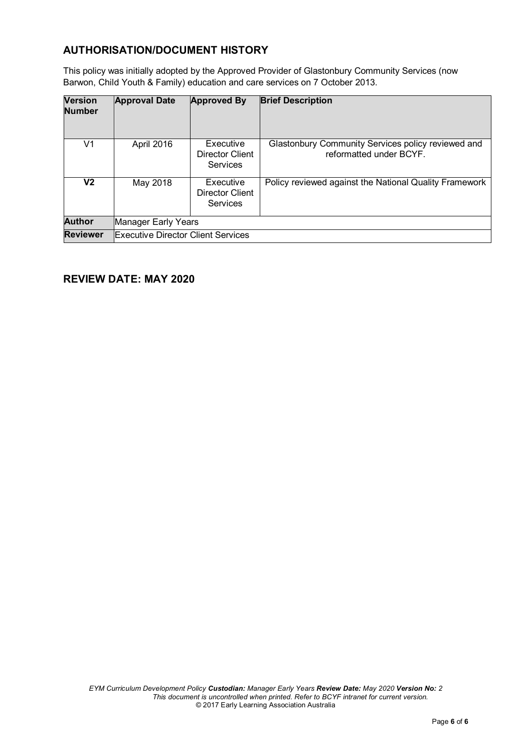## AUTHORISATION/DOCUMENT HISTORY

This policy was initially adopted by the Approved Provider of Glastonbury Community Services (now Barwon, Child Youth & Family) education and care services on 7 October 2013.

| Version Number | Approval Date | Approved By | Brief Description |
|---|---|---|---|
| V1 | April 2016 | Executive Director Client Services | Glastonbury Community Services policy reviewed and reformatted under BCYF. |
| **V2** | May 2018 | Executive Director Client Services | Policy reviewed against the National Quality Framework |
| **Author** | Manager Early Years | | |
| **Reviewer** | Executive Director Client Services | | |

## REVIEW DATE: MAY 2020

*EYM Curriculum Development Policy* ***Custodian:*** *Manager Early Years* ***Review Date:*** *May 2020* ***Version No:*** *2*
*This document is uncontrolled when printed. Refer to BCYF intranet for current version.*
© 2017 Early Learning Association Australia